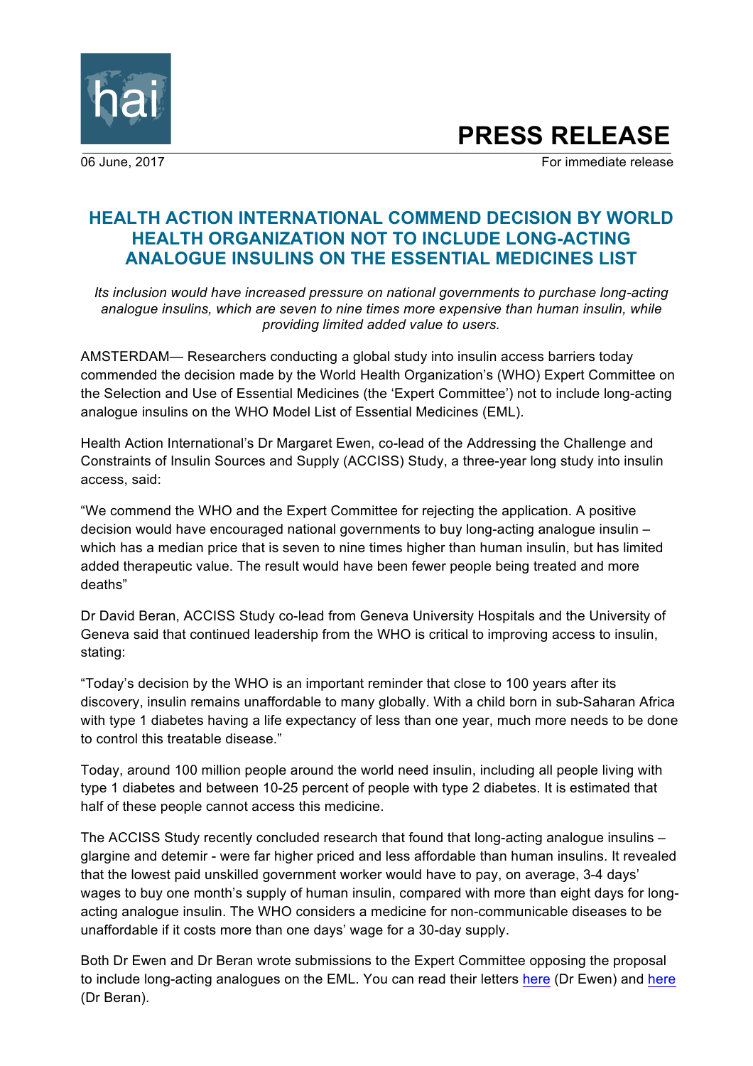hai

# PRESS RELEASE

06 June, 2017 For immediate release

## HEALTH ACTION INTERNATIONAL COMMEND DECISION BY WORLD HEALTH ORGANIZATION NOT TO INCLUDE LONG-ACTING ANALOGUE INSULINS ON THE ESSENTIAL MEDICINES LIST

*Its inclusion would have increased pressure on national governments to purchase long-acting analogue insulins, which are seven to nine times more expensive than human insulin, while providing limited added value to users.*

AMSTERDAM— Researchers conducting a global study into insulin access barriers today commended the decision made by the World Health Organization's (WHO) Expert Committee on the Selection and Use of Essential Medicines (the 'Expert Committee') not to include long-acting analogue insulins on the WHO Model List of Essential Medicines (EML).

Health Action International's Dr Margaret Ewen, co-lead of the Addressing the Challenge and Constraints of Insulin Sources and Supply (ACCISS) Study, a three-year long study into insulin access, said:

"We commend the WHO and the Expert Committee for rejecting the application. A positive decision would have encouraged national governments to buy long-acting analogue insulin – which has a median price that is seven to nine times higher than human insulin, but has limited added therapeutic value. The result would have been fewer people being treated and more deaths"

Dr David Beran, ACCISS Study co-lead from Geneva University Hospitals and the University of Geneva said that continued leadership from the WHO is critical to improving access to insulin, stating:

"Today's decision by the WHO is an important reminder that close to 100 years after its discovery, insulin remains unaffordable to many globally. With a child born in sub-Saharan Africa with type 1 diabetes having a life expectancy of less than one year, much more needs to be done to control this treatable disease."

Today, around 100 million people around the world need insulin, including all people living with type 1 diabetes and between 10-25 percent of people with type 2 diabetes. It is estimated that half of these people cannot access this medicine.

The ACCISS Study recently concluded research that found that long-acting analogue insulins – glargine and detemir - were far higher priced and less affordable than human insulins. It revealed that the lowest paid unskilled government worker would have to pay, on average, 3-4 days' wages to buy one month's supply of human insulin, compared with more than eight days for long-acting analogue insulin. The WHO considers a medicine for non-communicable diseases to be unaffordable if it costs more than one days' wage for a 30-day supply.

Both Dr Ewen and Dr Beran wrote submissions to the Expert Committee opposing the proposal to include long-acting analogues on the EML. You can read their letters here (Dr Ewen) and here (Dr Beran).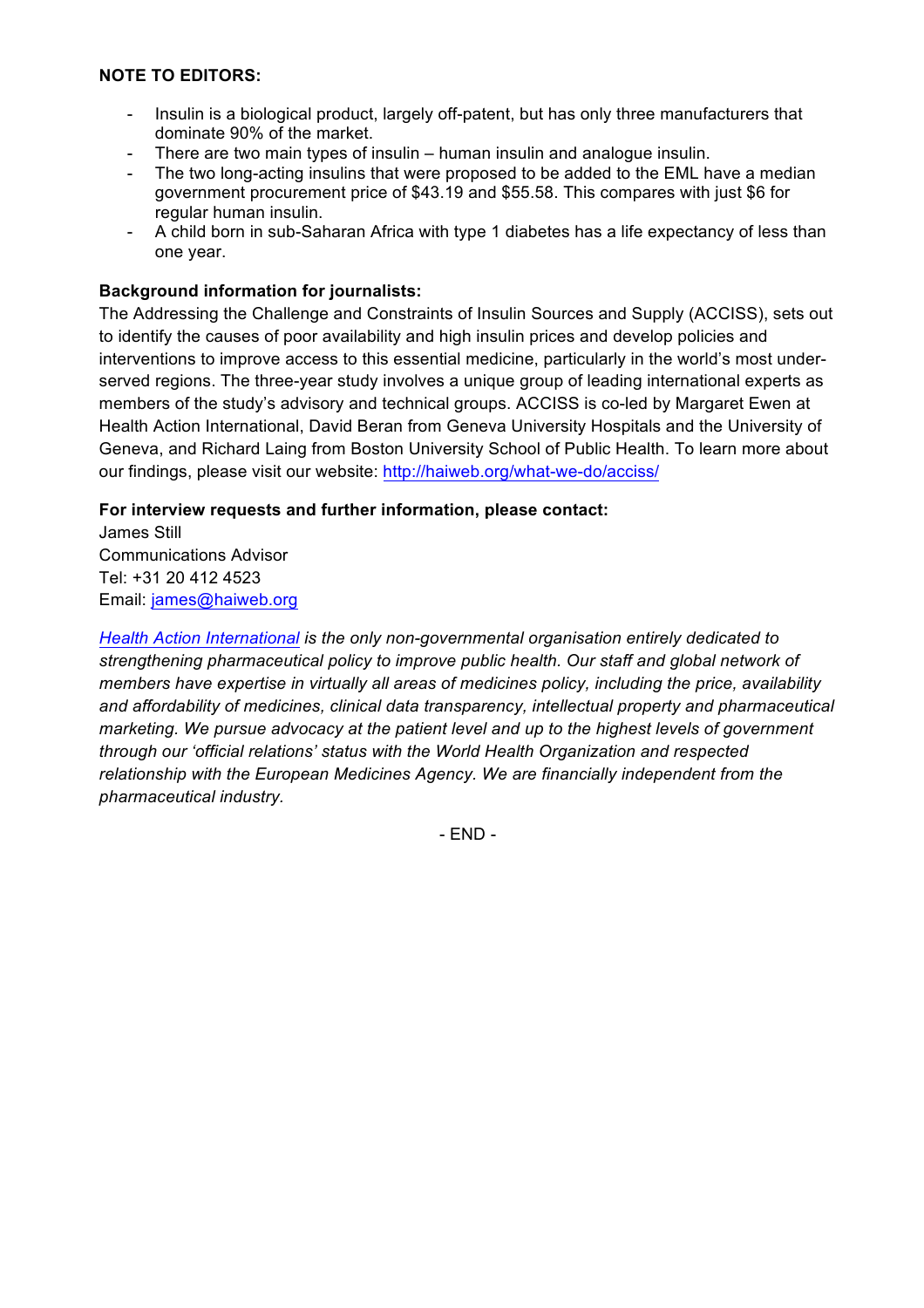**NOTE TO EDITORS:**

- Insulin is a biological product, largely off-patent, but has only three manufacturers that dominate 90% of the market.
- There are two main types of insulin – human insulin and analogue insulin.
- The two long-acting insulins that were proposed to be added to the EML have a median government procurement price of $43.19 and $55.58. This compares with just $6 for regular human insulin.
- A child born in sub-Saharan Africa with type 1 diabetes has a life expectancy of less than one year.

**Background information for journalists:**

The Addressing the Challenge and Constraints of Insulin Sources and Supply (ACCISS), sets out to identify the causes of poor availability and high insulin prices and develop policies and interventions to improve access to this essential medicine, particularly in the world's most under-served regions. The three-year study involves a unique group of leading international experts as members of the study's advisory and technical groups. ACCISS is co-led by Margaret Ewen at Health Action International, David Beran from Geneva University Hospitals and the University of Geneva, and Richard Laing from Boston University School of Public Health. To learn more about our findings, please visit our website: http://haiweb.org/what-we-do/acciss/

**For interview requests and further information, please contact:**

James Still
Communications Advisor
Tel: +31 20 412 4523
Email: james@haiweb.org

*Health Action International is the only non-governmental organisation entirely dedicated to strengthening pharmaceutical policy to improve public health. Our staff and global network of members have expertise in virtually all areas of medicines policy, including the price, availability and affordability of medicines, clinical data transparency, intellectual property and pharmaceutical marketing. We pursue advocacy at the patient level and up to the highest levels of government through our 'official relations' status with the World Health Organization and respected relationship with the European Medicines Agency. We are financially independent from the pharmaceutical industry.*

- END -